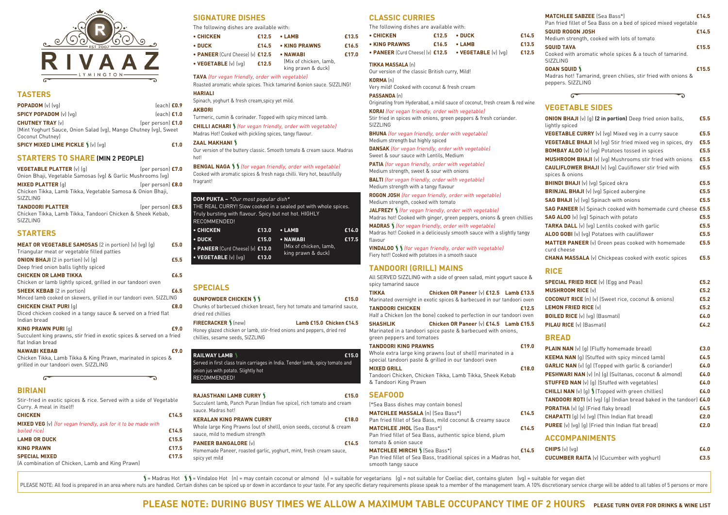# RIVAAZ

EST 2007

LYMINGTON

## TASTERS

| Item | Price |
|---|---|
| **POPADOM** (v) (vg) | (each) **£0.9** |
| **SPICY POPADOM** (v) (vg) | (each) **£1.0** |
| **CHUTNEY TRAY** (v) (Mint Yoghurt Sauce, Onion Salad (vg), Mango Chutney (vg), Sweet Coconut Chutney) | (per person) **£1.0** |
| **SPICY MIXED LIME PICKLE** § (v) (vg) | **£1.0** |

## STARTERS TO SHARE (MIN 2 PEOPLE)

**VEGETABLE PLATTER** (v) (g) — (per person) **£7.0**
Onion Bhaji, Vegetable Samosas (vg) & Garlic Mushrooms (vg)

**MIXED PLATTER** (g) — (per person) **£8.0**
Chicken Tikka, Lamb Tikka, Vegetable Samosa & Onion Bhaji, SIZZLING

**TANDOORI PLATTER** — (per person) **£8.5**
Chicken Tikka, Lamb Tikka, Tandoori Chicken & Sheek Kebab, SIZZLING

## STARTERS

**MEAT OR VEGETABLE SAMOSAS** (2 in portion) (v) (vg) (g) — **£5.0**
Triangular meat or vegetable filled patties

**ONION BHAJI** (2 in portion) (v) (g) — **£5.5**
Deep fried onion balls lightly spiced

**CHICKEN OR LAMB TIKKA** — **£6.5**
Chicken or lamb lightly spiced, grilled in our tandoori oven

**SHEEK KEBAB** (2 in portion) — **£6.5**
Minced lamb cooked on skewers, grilled in our tandoori oven. SIZZLING

**CHICKEN CHAT PURI** (g) — **£8.0**
Diced chicken cooked in a tangy sauce & served on a fried flat Indian bread

**KING PRAWN PURI** (g) — **£9.0**
Succulent king prawns, stir fried in exotic spices & served on a fried flat Indian bread

**NAWABI KEBAB** — **£9.0**
Chicken Tikka, Lamb Tikka & King Prawn, marinated in spices & grilled in our tandoori oven. SIZZLING

## BIRIANI

Stir-fried in exotic spices & rice. Served with a side of Vegetable Curry. A meal in itself!

| Item | Price |
|---|---|
| **CHICKEN** | **£14.5** |
| **MIXED VEG** (v) *(for vegan friendly, ask for it to be made with boiled rice)* | **£14.5** |
| **LAMB OR DUCK** | **£15.5** |
| **KING PRAWN** | **£17.5** |
| **SPECIAL MIXED** (A combination of Chicken, Lamb and King Prawn) | **£17.5** |

## SIGNATURE DISHES

The following dishes are available with:

| | | | |
|---|---|---|---|
| • **CHICKEN** | £12.5 | • **LAMB** | £13.5 |
| • **DUCK** | £14.5 | • **KING PRAWNS** | £16.5 |
| • **PANEER** (Curd Cheese) (v) | £12.5 | • **NAWABI** (Mix of chicken, lamb, king prawn & duck) | £17.0 |
| • **VEGETABLE** (v) (vg) | £12.5 | | |

**TAVA** *(for vegan friendly, order with vegetable)*
Roasted aromatic whole spices. Thick tamarind &onion sauce. SIZZLING!

**HARIALI**
Spinach, yoghurt & fresh cream,spicy yet mild.

**AKBORI**
Turmeric, cumin & corinader. Topped with spicy minced lamb.

**CHILLI ACHARI** § *(for vegan friendly, order with vegetable)*
Madras Hot! Cooked with pickling spices, tangy flavour.

**ZAAL MAKHANI** §
Our version of the buttery classic. Smooth tomato & cream sauce. Madras hot!

**BENGAL NAGA** §§ *(for vegan friendly, order with vegetable)*
Cooked with aromatic spices & fresh naga chilli. Very hot, beautifully fragrant!

### DOM PUKTA – *Our most popular dish*

THE REAL CURRY! Slow cooked in a sealed pot with whole spices. Truly bursting with flavour. Spicy but not hot. HIGHLY RECOMMENDED!

| | | | |
|---|---|---|---|
| • **CHICKEN** | £13.0 | • **LAMB** | £14.0 |
| • **DUCK** | £15.0 | • **NAWABI** (Mix of chicken, lamb, king prawn & duck) | £17.5 |
| • **PANEER** (Curd Cheese) (v) | £13.0 | | |
| • **VEGETABLE** (v) (vg) | £13.0 | | |

## SPECIALS

**GUNPOWDER CHICKEN** §§ — **£15.0**
Chunks of barbecued chicken breast, fiery hot tomato and tamarind sauce, dried red chillies

**FIRECRACKER** § (new) — **Lamb £15.0 Chicken £14.5**
Honey glazed chicken or lamb, stir-fried onions and peppers, dried red chillies, sesame seeds, SIZZLING

**RAILWAY LAMB** § — **£15.0**
Served in first class train carriages in India. Tender lamb, spicy tomato and onion jus with potato. Slightly hot RECOMMENDED!

**RAJASTHANI LAMB CURRY** § — **£15.0**
Succulent lamb, Panch Puran (Indian five spice), rich tomato and cream sauce. Madras hot!

**KERALAN KING PRAWN CURRY** — **£18.0**
Whole large King Prawns (out of shell), onion seeds, coconut & cream sauce, mild to medium strength

**PANEER BANGALORE** (v) — **£14.5**
Homemade Paneer, roasted garlic, yoghurt, mint, fresh cream sauce, spicy yet mild

## CLASSIC CURRIES

The following dishes are available with:

| | | | |
|---|---|---|---|
| • **CHICKEN** | £12.5 | • **DUCK** | £14.5 |
| • **KING PRAWNS** | £16.5 | • **LAMB** | £13.5 |
| • **PANEER** (Curd Cheese) (v) | £12.5 | • **VEGETABLE** (v) (vg) | £12.5 |

**TIKKA MASSALA** (n)
Our version of the classic British curry, Mild!

**KORMA** (n)
Very mild! Cooked with coconut & fresh cream

**PASSANDA** (n)
Originating from Hyderabad, a mild sauce of coconut, fresh cream & red wine

**KORAI** *(for vegan friendly, order with vegetable)*
Stir fried in spices with onions, green peppers & fresh coriander. SIZZLING

**BHUNA** *(for vegan friendly, order with vegetable)*
Medium strength but highly spiced

**DANSAK** *(for vegan friendly, order with vegetable)*
Sweet & sour sauce with Lentils, Medium

**PATIA** *(for vegan friendly, order with vegetable)*
Medium strength, sweet & sour with onions

**BALTI** *(for vegan friendly, order with vegetable)*
Medium strength with a tangy flavour

**ROGON JOSH** *(for vegan friendly, order with vegetable)*
Medium strength, cooked with tomato

**JALFREZY** § *(for vegan friendly, order with vegetable)*
Madras hot! Cooked with ginger, green peppers, onions & green chillies

**MADRAS** § *(for vegan friendly, order with vegetable)*
Madras hot! Cooked in a deliciously smooth sauce with a slightly tangy flavour

**VINDALOO** §§ *(for vegan friendly, order with vegetable)*
Fiery hot!! Cooked with potatoes in a smooth sauce

## TANDOORI (GRILL) MAINS

All SERVED SIZZLING with a side of green salad, mint yogurt sauce & spicy tamarind sauce

**TIKKA** — **Chicken OR Paneer** (v) **£12.5 Lamb £13.5**
Marinated overnight in exotic spices & barbecued in our tandoori oven

**TANDOORI CHICKEN** — **£12.5**
Half a Chicken (on the bone) cooked to perfection in our tandoori oven

**SHASHLIK** — **Chicken OR Paneer** (v) **£14.5 Lamb £15.5**
Marinated in a tandoori spice paste & barbecued with onions, green peppers and tomatoes

**TANDOORI KING PRAWNS** — **£19.0**
Whole extra large king prawns (out of shell) marinated in a special tandoori paste & grilled in our tandoori oven

**MIXED GRILL** — **£18.0**
Tandoori Chicken, Chicken Tikka, Lamb Tikka, Sheek Kebab & Tandoori King Prawn

## SEAFOOD

(*Sea Bass dishes may contain bones)

**MATCHLEE MASSALA** (n) (Sea Bass*) — **£14.5**
Pan fried fillet of Sea Bass, mild coconut & creamy sauce

**MATCHLEE JHOL** (Sea Bass*) — **£14.5**
Pan fried fillet of Sea Bass, authentic spice blend, plum tomato & onion sauce

**MATCHLEE MIRCHI** § (Sea Bass*) — **£14.5**
Pan fried fillet of Sea Bass, traditional spices in a Madras hot, smooth tangy sauce

**MATCHLEE SABZEE** (Sea Bass*) — **£14.5**
Pan fried fillet of Sea Bass on a bed of spiced mixed vegetable

**SQUID ROGON JOSH** — **£14.5**
Medium strength, cooked with lots of tomato

**SQUID TAVA** — **£15.5**
Cooked with aromatic whole spices & a touch of tamarind. SIZZLING

**GOAN SQUID** § — **£15.5**
Madras hot! Tamarind, green chilies, stir fried with onions & peppers. SIZZLING

## VEGETABLE SIDES

| Item | Price |
|---|---|
| **ONION BHAJI** (v) (g) **(2 in portion)** Deep fried onion balls, lightly spiced | **£5.5** |
| **VEGETABLE CURRY** (v) (vg) Mixed veg in a curry sauce | **£5.5** |
| **VEGETABLE BHAJI** (v) (vg) Stir fried mixed veg in spices, dry | **£5.5** |
| **BOMBAY ALOO** (v) (vg) Potatoes tossed in spices | **£5.5** |
| **MUSHROOM BHAJI** (v) (vg) Mushrooms stir fried with onions | **£5.5** |
| **CAULIFLOWER BHAJI** (v) (vg) Cauliflower stir fried with spices & onions | **£5.5** |
| **BHINDI BHAJI** (v) (vg) Spiced okra | **£5.5** |
| **BRINJAL BHAJI** (v) (vg) Spiced aubergine | **£5.5** |
| **SAG BHAJI** (v) (vg) Spinach with onions | **£5.5** |
| **SAG PANEER** (v) Spinach cooked with homemade curd cheese | **£5.5** |
| **SAG ALOO** (v) (vg) Spinach with potato | **£5.5** |
| **TARKA DALL** (v) (vg) Lentils cooked with garlic | **£5.5** |
| **ALOO GOBI** (v) (vg) Potatoes with cauliflower | **£5.5** |
| **MATTER PANEER** (v) Green peas cooked with homemade curd cheese | **£5.5** |
| **CHANA MASSALA** (v) Chickpeas cooked with exotic spices | **£5.5** |

## RICE

| Item | Price |
|---|---|
| **SPECIAL FRIED RICE** (v) (Egg and Peas) | **£5.2** |
| **MUSHROOM RICE** (v) | **£5.2** |
| **COCONUT RICE** (n) (v) (Sweet rice, coconut & onions) | **£5.2** |
| **LEMON FRIED RICE** (v) | **£5.2** |
| **BOILED RICE** (v) (vg) (Basmati) | **£4.0** |
| **PILAU RICE** (v) (Basmati) | **£4.2** |

## BREAD

| Item | Price |
|---|---|
| **PLAIN NAN** (v) (g) (Fluffy homemade bread) | **£3.0** |
| **KEEMA NAN** (g) (Stuffed with spicy minced lamb) | **£4.5** |
| **GARLIC NAN** (v) (g) (Topped with garlic & coriander) | **£4.0** |
| **PESHWARI NAN** (v) (n) (g) (Sultanas, coconut & almond) | **£4.0** |
| **STUFFED NAN** (v) (g) (Stuffed with vegetables) | **£4.0** |
| **CHILLI NAN** (v) (g) § (Topped with green chillies) | **£4.0** |
| **TANDOORI ROTI** (v) (vg) (g) (Indian bread baked in the tandoor) | **£4.0** |
| **PORATHA** (v) (g) (Fried flaky bread) | **£4.5** |
| **CHAPATTI** (g) (v) (vg) (Thin Indian flat bread) | **£2.0** |
| **PUREE** (v) (vg) (g) (Fried thin Indian flat bread) | **£2.0** |

## ACCOMPANIMENTS

| Item | Price |
|---|---|
| **CHIPS** (v) (vg) | **£4.0** |
| **CUCUMBER RAITA** (v) (Cucumber with yoghurt) | **£3.5** |

§ = Madras Hot §§ = Vindaloo Hot (n) = may contain coconut or almond (v) = suitable for vegetarians (g) = not suitable for Coeliac diet, contains gluten (vg) = suitable for vegan diet

PLEASE NOTE: All food is prepared in an area where nuts are handled. Certain dishes can be spiced up or down in accordance to your taste. For any specific dietary requirements please speak to a member of the management team. A 10% discretionary service charge will be added to all tables of 5 persons or more

**PLEASE NOTE: DURING BUSY TIMES WE ALLOW A MAXIMUM TABLE OCCUPANCY TIME OF 2 HOURS** PLEASE TURN OVER FOR DRINKS & WINE LIST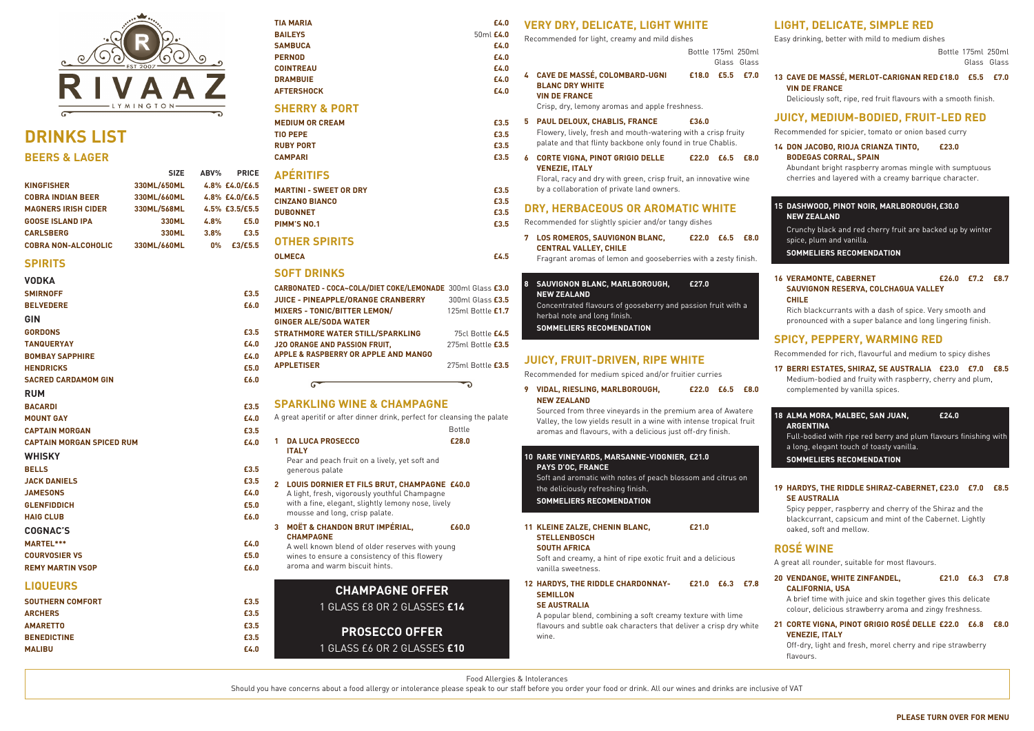RIVAAZ
EST 2007
LYMINGTON

# DRINKS LIST

## BEERS & LAGER

| | SIZE | ABV% | PRICE |
|---|---|---|---|
| KINGFISHER | 330ML/650ML | 4.8% | £4.0/£6.5 |
| COBRA INDIAN BEER | 330ML/660ML | 4.8% | £4.0/£6.5 |
| MAGNERS IRISH CIDER | 330ML/568ML | 4.5% | £3.5/£5.5 |
| GOOSE ISLAND IPA | 330ML | 4.8% | £5.0 |
| CARLSBERG | 330ML | 3.8% | £3.5 |
| COBRA NON-ALCOHOLIC | 330ML/660ML | 0% | £3/£5.5 |

## SPIRITS

### VODKA

| | |
|---|---|
| SMIRNOFF | £3.5 |
| BELVEDERE | £6.0 |

### GIN

| | |
|---|---|
| GORDONS | £3.5 |
| TANQUERYAY | £4.0 |
| BOMBAY SAPPHIRE | £4.0 |
| HENDRICKS | £5.0 |
| SACRED CARDAMOM GIN | £6.0 |

### RUM

| | |
|---|---|
| BACARDI | £3.5 |
| MOUNT GAY | £4.0 |
| CAPTAIN MORGAN | £3.5 |
| CAPTAIN MORGAN SPICED RUM | £4.0 |

### WHISKY

| | |
|---|---|
| BELLS | £3.5 |
| JACK DANIELS | £3.5 |
| JAMESONS | £4.0 |
| GLENFIDDICH | £5.0 |
| HAIG CLUB | £6.0 |

### COGNAC'S

| | |
|---|---|
| MARTEL*** | £4.0 |
| COURVOSIER VS | £5.0 |
| REMY MARTIN VSOP | £6.0 |

## LIQUEURS

| | |
|---|---|
| SOUTHERN COMFORT | £3.5 |
| ARCHERS | £3.5 |
| AMARETTO | £3.5 |
| BENEDICTINE | £3.5 |
| MALIBU | £4.0 |
| TIA MARIA | £4.0 |
| BAILEYS | 50ml £4.0 |
| SAMBUCA | £4.0 |
| PERNOD | £4.0 |
| COINTREAU | £4.0 |
| DRAMBUIE | £4.0 |
| AFTERSHOCK | £4.0 |

## SHERRY & PORT

| | |
|---|---|
| MEDIUM OR CREAM | £3.5 |
| TIO PEPE | £3.5 |
| RUBY PORT | £3.5 |
| CAMPARI | £3.5 |

## APÉRITIFS

| | |
|---|---|
| MARTINI - SWEET OR DRY | £3.5 |
| CINZANO BIANCO | £3.5 |
| DUBONNET | £3.5 |
| PIMM'S NO.1 | £3.5 |

## OTHER SPIRITS

| | |
|---|---|
| OLMECA | £4.5 |

## SOFT DRINKS

| | |
|---|---|
| CARBONATED - COCA-COLA/DIET COKE/LEMONADE | 300ml Glass £3.0 |
| JUICE - PINEAPPLE/ORANGE CRANBERRY | 300ml Glass £3.5 |
| MIXERS - TONIC/BITTER LEMON/ GINGER ALE/SODA WATER | 125ml Bottle £1.7 |
| STRATHMORE WATER STILL/SPARKLING | 75cl Bottle £4.5 |
| J2O ORANGE AND PASSION FRUIT, APPLE & RASPBERRY OR APPLE AND MANGO | 275ml Bottle £3.5 |
| APPLETISER | 275ml Bottle £3.5 |

## SPARKLING WINE & CHAMPAGNE

A great aperitif or after dinner drink, perfect for cleansing the palate

| | Bottle |
|---|---|
| 1 DA LUCA PROSECCO ITALY | £28.0 |
| 2 LOUIS DORNIER ET FILS BRUT, CHAMPAGNE | £40.0 |
| 3 MOËT & CHANDON BRUT IMPÉRIAL, CHAMPAGNE | £60.0 |

1 DA LUCA PROSECCO, ITALY — Pear and peach fruit on a lively, yet soft and generous palate

2 LOUIS DORNIER ET FILS BRUT, CHAMPAGNE — A light, fresh, vigorously youthful Champagne with a fine, elegant, slightly lemony nose, lively mousse and long, crisp palate.

3 MOËT & CHANDON BRUT IMPÉRIAL, CHAMPAGNE — A well known blend of older reserves with young wines to ensure a consistency of this flowery aroma and warm biscuit hints.

**CHAMPAGNE OFFER**
1 GLASS £8 OR 2 GLASSES **£14**

**PROSECCO OFFER**
1 GLASS £6 OR 2 GLASSES **£10**

## VERY DRY, DELICATE, LIGHT WHITE

Recommended for light, creamy and mild dishes

| | Bottle | 175ml Glass | 250ml Glass |
|---|---|---|---|
| 4 CAVE DE MASSÉ, COLOMBARD-UGNI BLANC DRY WHITE VIN DE FRANCE | £18.0 | £5.5 | £7.0 |
| 5 PAUL DELOUX, CHABLIS, FRANCE | £36.0 | | |
| 6 CORTE VIGNA, PINOT GRIGIO DELLE VENEZIE, ITALY | £22.0 | £6.5 | £8.0 |

4 Crisp, dry, lemony aromas and apple freshness.

5 Flowery, lively, fresh and mouth-watering with a crisp fruity palate and that flinty backbone only found in true Chablis.

6 Floral, racy and dry with green, crisp fruit, an innovative wine by a collaboration of private land owners.

## DRY, HERBACEOUS OR AROMATIC WHITE

Recommended for slightly spicier and/or tangy dishes

| | Bottle | 175ml Glass | 250ml Glass |
|---|---|---|---|
| 7 LOS ROMEROS, SAUVIGNON BLANC, CENTRAL VALLEY, CHILE | £22.0 | £6.5 | £8.0 |
| 8 SAUVIGNON BLANC, MARLBOROUGH, NEW ZEALAND | £27.0 | | |

7 Fragrant aromas of lemon and gooseberries with a zesty finish.

8 Concentrated flavours of gooseberry and passion fruit with a herbal note and long finish. **SOMMELIERS RECOMENDATION**

## JUICY, FRUIT-DRIVEN, RIPE WHITE

Recommended for medium spiced and/or fruitier curries

| | Bottle | 175ml Glass | 250ml Glass |
|---|---|---|---|
| 9 VIDAL, RIESLING, MARLBOROUGH, NEW ZEALAND | £22.0 | £6.5 | £8.0 |
| 10 RARE VINEYARDS, MARSANNE-VIOGNIER, PAYS D'OC, FRANCE | £21.0 | | |
| 11 KLEINE ZALZE, CHENIN BLANC, STELLENBOSCH SOUTH AFRICA | £21.0 | | |
| 12 HARDYS, THE RIDDLE CHARDONNAY-SEMILLON SE AUSTRALIA | £21.0 | £6.3 | £7.8 |

9 Sourced from three vineyards in the premium area of Awatere Valley, the low yields result in a wine with intense tropical fruit aromas and flavours, with a delicious just off-dry finish.

10 Soft and aromatic with notes of peach blossom and citrus on the deliciously refreshing finish. **SOMMELIERS RECOMENDATION**

11 Soft and creamy, a hint of ripe exotic fruit and a delicious vanilla sweetness.

12 A popular blend, combining a soft creamy texture with lime flavours and subtle oak characters that deliver a crisp dry white wine.

## LIGHT, DELICATE, SIMPLE RED

Easy drinking, better with mild to medium dishes

| | Bottle | 175ml Glass | 250ml Glass |
|---|---|---|---|
| 13 CAVE DE MASSÉ, MERLOT-CARIGNAN RED VIN DE FRANCE | £18.0 | £5.5 | £7.0 |

13 Deliciously soft, ripe, red fruit flavours with a smooth finish.

## JUICY, MEDIUM-BODIED, FRUIT-LED RED

Recommended for spicier, tomato or onion based curry

| | Bottle | 175ml Glass | 250ml Glass |
|---|---|---|---|
| 14 DON JACOBO, RIOJA CRIANZA TINTO, BODEGAS CORRAL, SPAIN | £23.0 | | |
| 15 DASHWOOD, PINOT NOIR, MARLBOROUGH, NEW ZEALAND | £30.0 | | |
| 16 VERAMONTE, CABERNET SAUVIGNON RESERVA, COLCHAGUA VALLEY CHILE | £26.0 | £7.2 | £8.7 |

14 Abundant bright raspberry aromas mingle with sumptuous cherries and layered with a creamy barrique character.

15 Crunchy black and red cherry fruit are backed up by winter spice, plum and vanilla. **SOMMELIERS RECOMENDATION**

16 Rich blackcurrants with a dash of spice. Very smooth and pronounced with a super balance and long lingering finish.

## SPICY, PEPPERY, WARMING RED

Recommended for rich, flavourful and medium to spicy dishes

| | Bottle | 175ml Glass | 250ml Glass |
|---|---|---|---|
| 17 BERRI ESTATES, SHIRAZ, SE AUSTRALIA | £23.0 | £7.0 | £8.5 |
| 18 ALMA MORA, MALBEC, SAN JUAN, ARGENTINA | £24.0 | | |
| 19 HARDYS, THE RIDDLE SHIRAZ-CABERNET, SE AUSTRALIA | £23.0 | £7.0 | £8.5 |

17 Medium-bodied and fruity with raspberry, cherry and plum, complemented by vanilla spices.

18 Full-bodied with ripe red berry and plum flavours finishing with a long, elegant touch of toasty vanilla. **SOMMELIERS RECOMENDATION**

19 Spicy pepper, raspberry and cherry of the Shiraz and the blackcurrant, capsicum and mint of the Cabernet. Lightly oaked, soft and mellow.

## ROSÉ WINE

A great all rounder, suitable for most flavours.

| | Bottle | 175ml Glass | 250ml Glass |
|---|---|---|---|
| 20 VENDANGE, WHITE ZINFANDEL, CALIFORNIA, USA | £21.0 | £6.3 | £7.8 |
| 21 CORTE VIGNA, PINOT GRIGIO ROSÉ DELLE VENEZIE, ITALY | £22.0 | £6.8 | £8.0 |

20 A brief time with juice and skin together gives this delicate colour, delicious strawberry aroma and zingy freshness.

21 Off-dry, light and fresh, morel cherry and ripe strawberry flavours.

Food Allergies & Intolerances

Should you have concerns about a food allergy or intolerance please speak to our staff before you order your food or drink. All our wines and drinks are inclusive of VAT

**PLEASE TURN OVER FOR MENU**